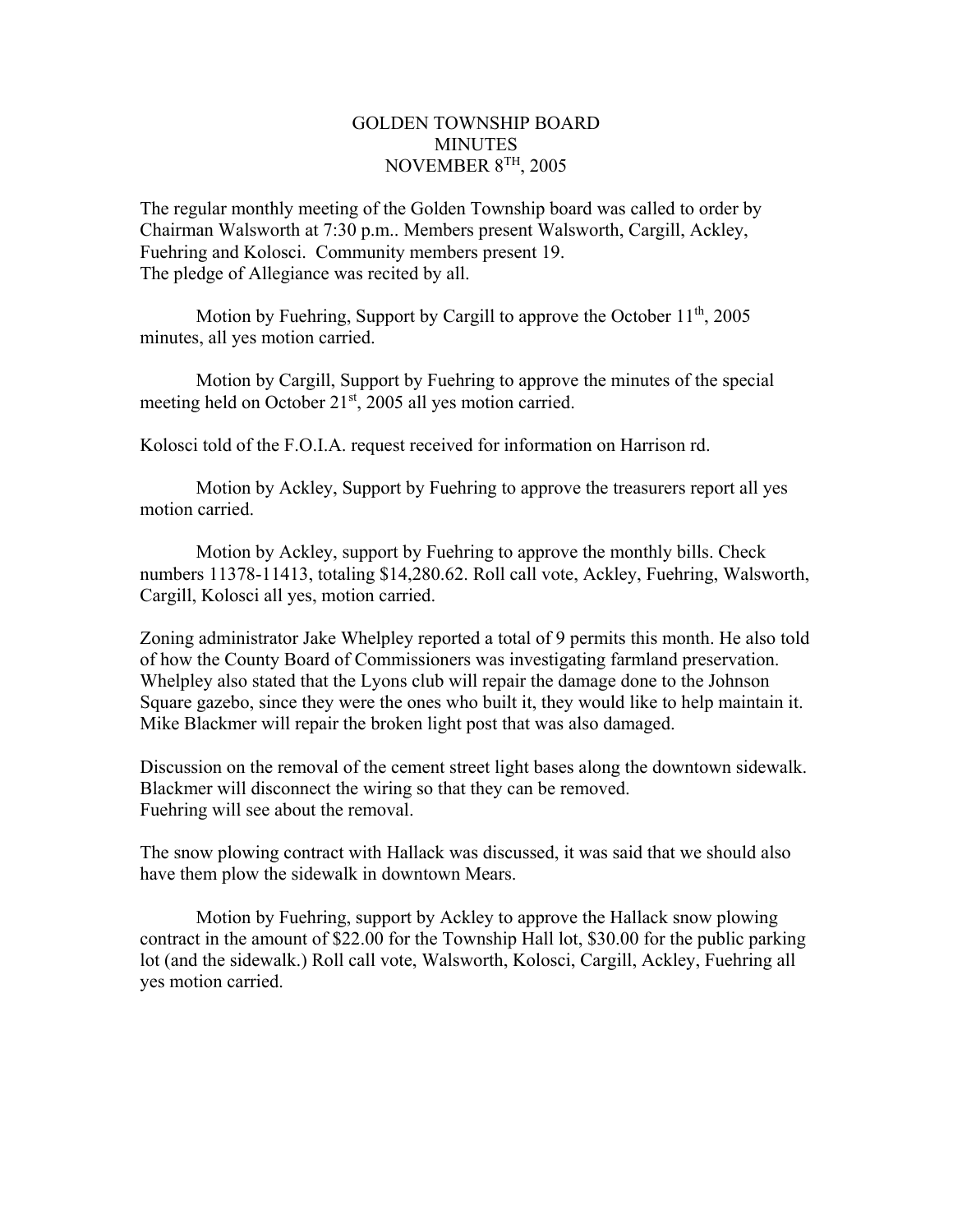# GOLDEN TOWNSHIP BOARD
## MINUTES
## NOVEMBER 8TH, 2005

The regular monthly meeting of the Golden Township board was called to order by Chairman Walsworth at 7:30 p.m.. Members present Walsworth, Cargill, Ackley, Fuehring and Kolosci. Community members present 19.
The pledge of Allegiance was recited by all.

Motion by Fuehring, Support by Cargill to approve the October 11th, 2005 minutes, all yes motion carried.

Motion by Cargill, Support by Fuehring to approve the minutes of the special meeting held on October 21st, 2005 all yes motion carried.

Kolosci told of the F.O.I.A. request received for information on Harrison rd.

Motion by Ackley, Support by Fuehring to approve the treasurers report all yes motion carried.

Motion by Ackley, support by Fuehring to approve the monthly bills. Check numbers 11378-11413, totaling $14,280.62. Roll call vote, Ackley, Fuehring, Walsworth, Cargill, Kolosci all yes, motion carried.

Zoning administrator Jake Whelpley reported a total of 9 permits this month. He also told of how the County Board of Commissioners was investigating farmland preservation. Whelpley also stated that the Lyons club will repair the damage done to the Johnson Square gazebo, since they were the ones who built it, they would like to help maintain it. Mike Blackmer will repair the broken light post that was also damaged.

Discussion on the removal of the cement street light bases along the downtown sidewalk. Blackmer will disconnect the wiring so that they can be removed.
Fuehring will see about the removal.

The snow plowing contract with Hallack was discussed, it was said that we should also have them plow the sidewalk in downtown Mears.

Motion by Fuehring, support by Ackley to approve the Hallack snow plowing contract in the amount of $22.00 for the Township Hall lot, $30.00 for the public parking lot (and the sidewalk.) Roll call vote, Walsworth, Kolosci, Cargill, Ackley, Fuehring all yes motion carried.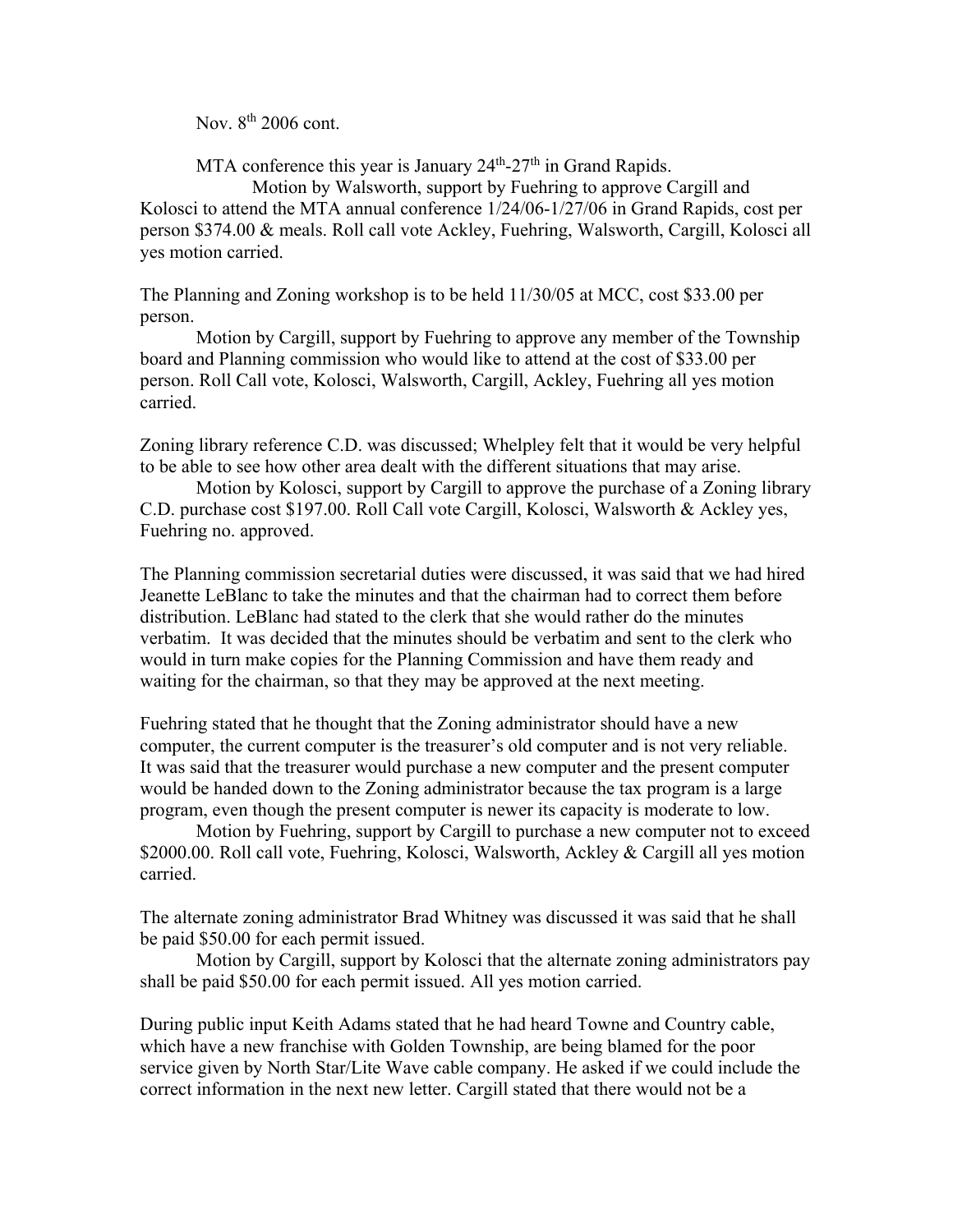Nov. 8th 2006 cont.

MTA conference this year is January 24th-27th in Grand Rapids.

Motion by Walsworth, support by Fuehring to approve Cargill and Kolosci to attend the MTA annual conference 1/24/06-1/27/06 in Grand Rapids, cost per person $374.00 & meals. Roll call vote Ackley, Fuehring, Walsworth, Cargill, Kolosci all yes motion carried.

The Planning and Zoning workshop is to be held 11/30/05 at MCC, cost $33.00 per person.

Motion by Cargill, support by Fuehring to approve any member of the Township board and Planning commission who would like to attend at the cost of $33.00 per person. Roll Call vote, Kolosci, Walsworth, Cargill, Ackley, Fuehring all yes motion carried.

Zoning library reference C.D. was discussed; Whelpley felt that it would be very helpful to be able to see how other area dealt with the different situations that may arise.

Motion by Kolosci, support by Cargill to approve the purchase of a Zoning library C.D. purchase cost $197.00. Roll Call vote Cargill, Kolosci, Walsworth & Ackley yes, Fuehring no. approved.

The Planning commission secretarial duties were discussed, it was said that we had hired Jeanette LeBlanc to take the minutes and that the chairman had to correct them before distribution. LeBlanc had stated to the clerk that she would rather do the minutes verbatim. It was decided that the minutes should be verbatim and sent to the clerk who would in turn make copies for the Planning Commission and have them ready and waiting for the chairman, so that they may be approved at the next meeting.

Fuehring stated that he thought that the Zoning administrator should have a new computer, the current computer is the treasurer's old computer and is not very reliable. It was said that the treasurer would purchase a new computer and the present computer would be handed down to the Zoning administrator because the tax program is a large program, even though the present computer is newer its capacity is moderate to low.

Motion by Fuehring, support by Cargill to purchase a new computer not to exceed $2000.00. Roll call vote, Fuehring, Kolosci, Walsworth, Ackley & Cargill all yes motion carried.

The alternate zoning administrator Brad Whitney was discussed it was said that he shall be paid $50.00 for each permit issued.

Motion by Cargill, support by Kolosci that the alternate zoning administrators pay shall be paid $50.00 for each permit issued. All yes motion carried.

During public input Keith Adams stated that he had heard Towne and Country cable, which have a new franchise with Golden Township, are being blamed for the poor service given by North Star/Lite Wave cable company. He asked if we could include the correct information in the next new letter. Cargill stated that there would not be a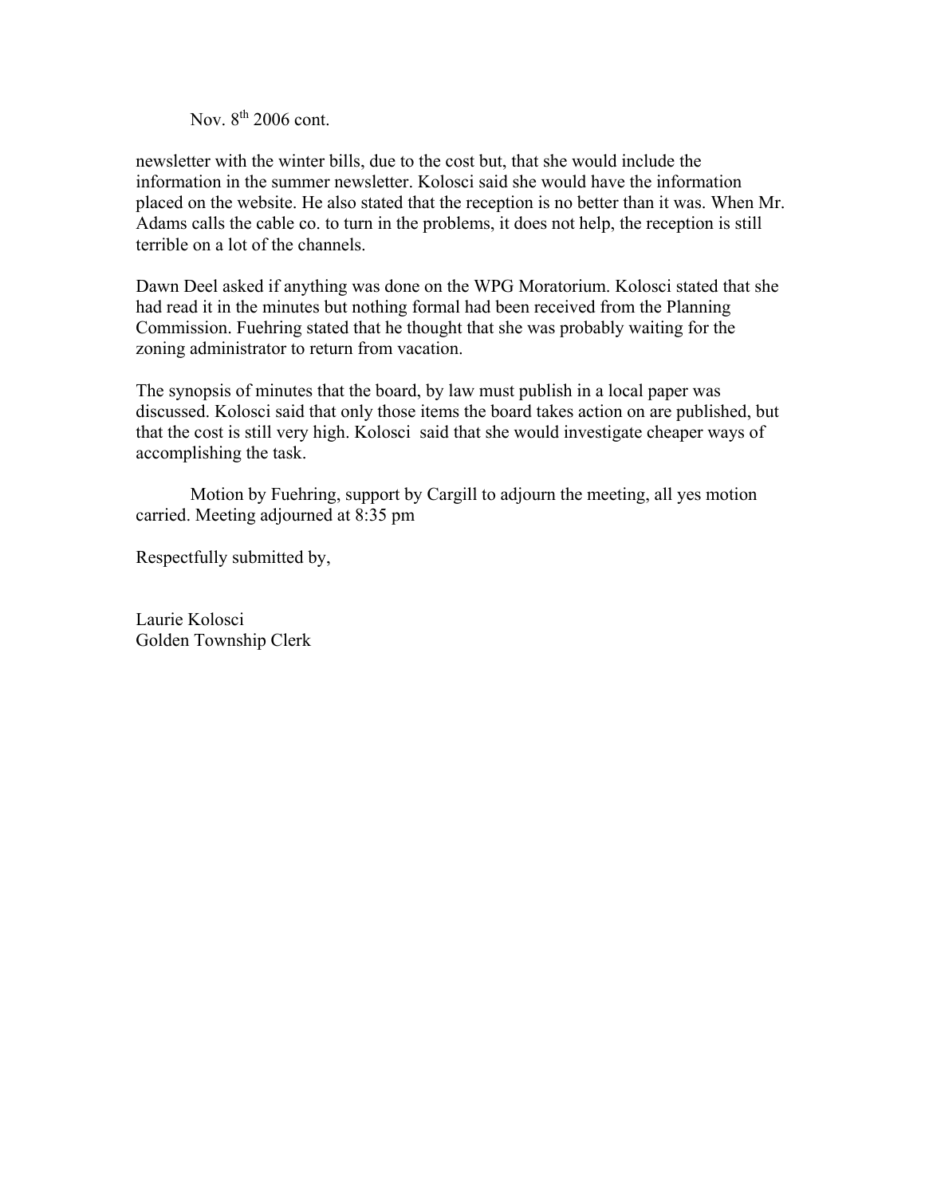Nov. 8th 2006 cont.

newsletter with the winter bills, due to the cost but, that she would include the information in the summer newsletter. Kolosci said she would have the information placed on the website. He also stated that the reception is no better than it was. When Mr. Adams calls the cable co. to turn in the problems, it does not help, the reception is still terrible on a lot of the channels.

Dawn Deel asked if anything was done on the WPG Moratorium. Kolosci stated that she had read it in the minutes but nothing formal had been received from the Planning Commission. Fuehring stated that he thought that she was probably waiting for the zoning administrator to return from vacation.

The synopsis of minutes that the board, by law must publish in a local paper was discussed. Kolosci said that only those items the board takes action on are published, but that the cost is still very high. Kolosci said that she would investigate cheaper ways of accomplishing the task.

Motion by Fuehring, support by Cargill to adjourn the meeting, all yes motion carried. Meeting adjourned at 8:35 pm

Respectfully submitted by,

Laurie Kolosci
Golden Township Clerk